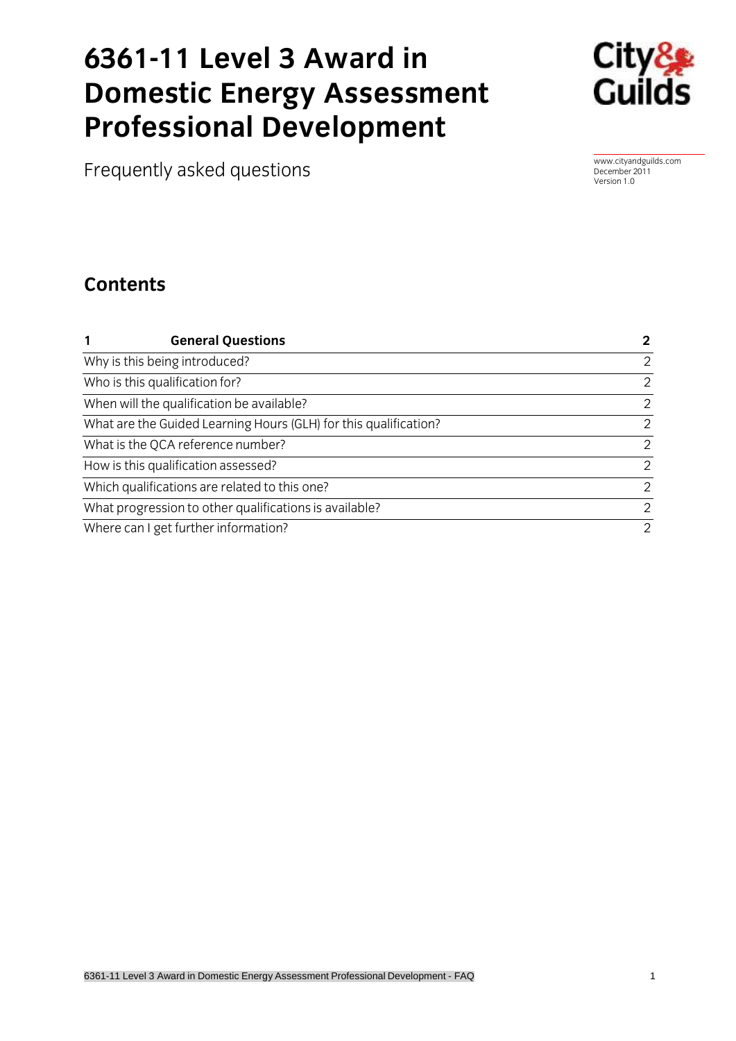# 6361-11 Level 3 Award in Domestic Energy Assessment Professional Development

Frequently asked questions

www.cityandguilds.com
December 2011
Version 1.0

## Contents

| 1 | General Questions | 2 |
|---|---|---|
| Why is this being introduced? | | 2 |
| Who is this qualification for? | | 2 |
| When will the qualification be available? | | 2 |
| What are the Guided Learning Hours (GLH) for this qualification? | | 2 |
| What is the QCA reference number? | | 2 |
| How is this qualification assessed? | | 2 |
| Which qualifications are related to this one? | | 2 |
| What progression to other qualifications is available? | | 2 |
| Where can I get further information? | | 2 |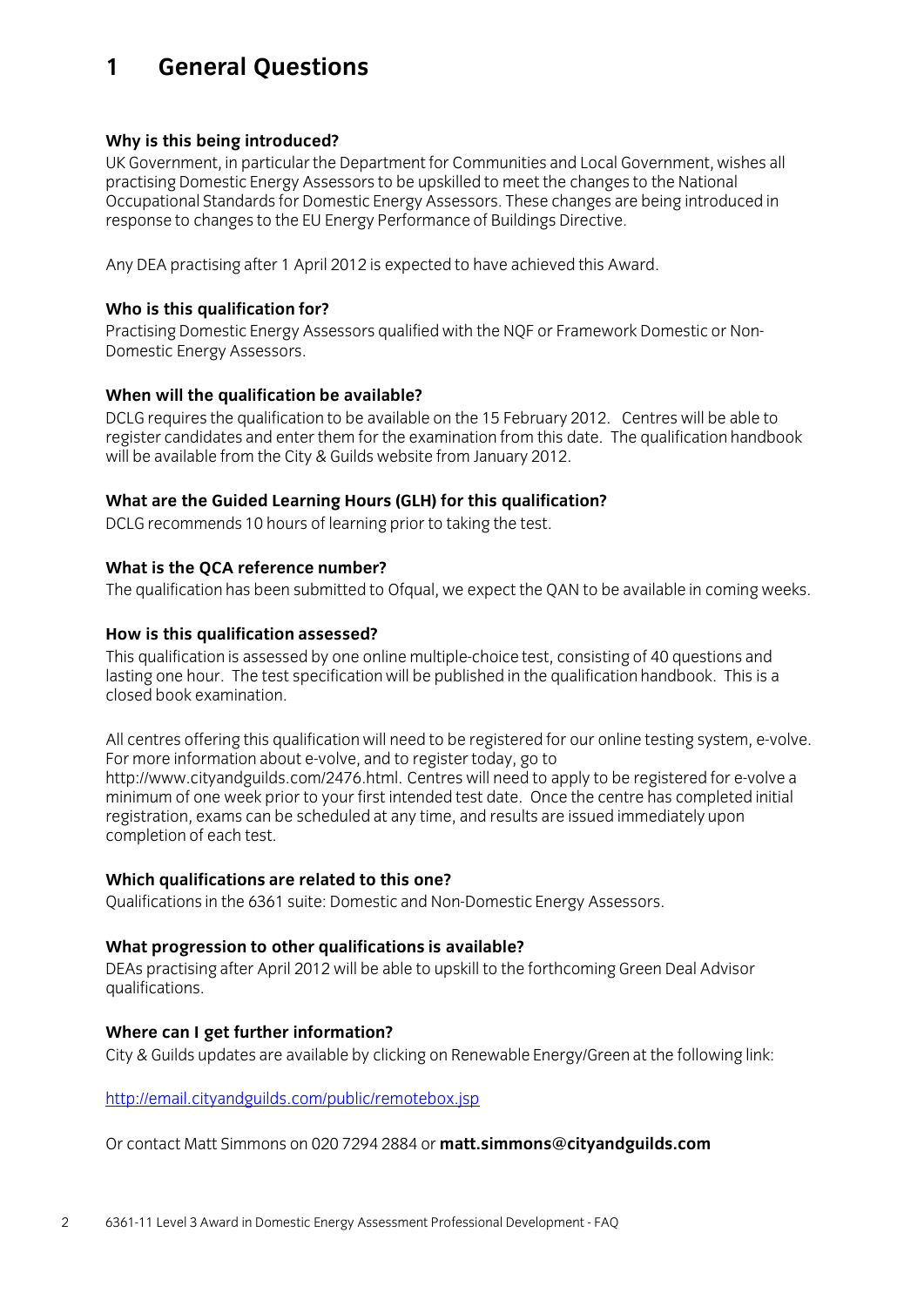# 1 General Questions

### Why is this being introduced?

UK Government, in particular the Department for Communities and Local Government, wishes all practising Domestic Energy Assessors to be upskilled to meet the changes to the National Occupational Standards for Domestic Energy Assessors. These changes are being introduced in response to changes to the EU Energy Performance of Buildings Directive.

Any DEA practising after 1 April 2012 is expected to have achieved this Award.

### Who is this qualification for?

Practising Domestic Energy Assessors qualified with the NQF or Framework Domestic or Non-Domestic Energy Assessors.

### When will the qualification be available?

DCLG requires the qualification to be available on the 15 February 2012. Centres will be able to register candidates and enter them for the examination from this date. The qualification handbook will be available from the City & Guilds website from January 2012.

### What are the Guided Learning Hours (GLH) for this qualification?

DCLG recommends 10 hours of learning prior to taking the test.

### What is the QCA reference number?

The qualification has been submitted to Ofqual, we expect the QAN to be available in coming weeks.

### How is this qualification assessed?

This qualification is assessed by one online multiple-choice test, consisting of 40 questions and lasting one hour. The test specification will be published in the qualification handbook. This is a closed book examination.

All centres offering this qualification will need to be registered for our online testing system, e-volve. For more information about e-volve, and to register today, go to http://www.cityandguilds.com/2476.html. Centres will need to apply to be registered for e-volve a minimum of one week prior to your first intended test date. Once the centre has completed initial registration, exams can be scheduled at any time, and results are issued immediately upon completion of each test.

### Which qualifications are related to this one?

Qualifications in the 6361 suite: Domestic and Non-Domestic Energy Assessors.

### What progression to other qualifications is available?

DEAs practising after April 2012 will be able to upskill to the forthcoming Green Deal Advisor qualifications.

### Where can I get further information?

City & Guilds updates are available by clicking on Renewable Energy/Green at the following link:

http://email.cityandguilds.com/public/remotebox.jsp

Or contact Matt Simmons on 020 7294 2884 or **matt.simmons@cityandguilds.com**